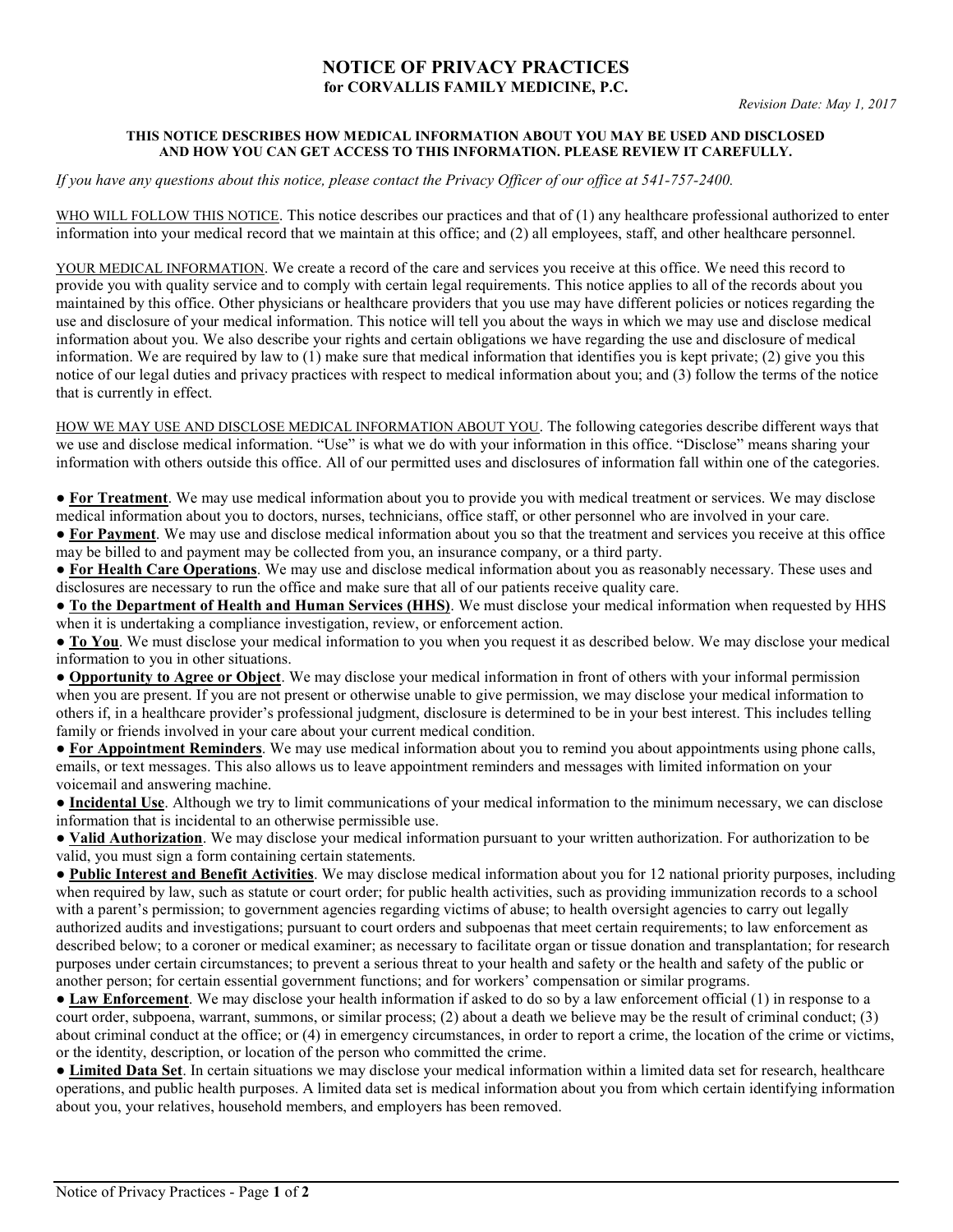# NOTICE OF PRIVACY PRACTICES
## for CORVALLIS FAMILY MEDICINE, P.C.

*Revision Date: May 1, 2017*

**THIS NOTICE DESCRIBES HOW MEDICAL INFORMATION ABOUT YOU MAY BE USED AND DISCLOSED AND HOW YOU CAN GET ACCESS TO THIS INFORMATION. PLEASE REVIEW IT CAREFULLY.**

*If you have any questions about this notice, please contact the Privacy Officer of our office at 541-757-2400.*

WHO WILL FOLLOW THIS NOTICE. This notice describes our practices and that of (1) any healthcare professional authorized to enter information into your medical record that we maintain at this office; and (2) all employees, staff, and other healthcare personnel.

YOUR MEDICAL INFORMATION. We create a record of the care and services you receive at this office. We need this record to provide you with quality service and to comply with certain legal requirements. This notice applies to all of the records about you maintained by this office. Other physicians or healthcare providers that you use may have different policies or notices regarding the use and disclosure of your medical information. This notice will tell you about the ways in which we may use and disclose medical information about you. We also describe your rights and certain obligations we have regarding the use and disclosure of medical information. We are required by law to (1) make sure that medical information that identifies you is kept private; (2) give you this notice of our legal duties and privacy practices with respect to medical information about you; and (3) follow the terms of the notice that is currently in effect.

HOW WE MAY USE AND DISCLOSE MEDICAL INFORMATION ABOUT YOU. The following categories describe different ways that we use and disclose medical information. "Use" is what we do with your information in this office. "Disclose" means sharing your information with others outside this office. All of our permitted uses and disclosures of information fall within one of the categories.

- **For Treatment**. We may use medical information about you to provide you with medical treatment or services. We may disclose medical information about you to doctors, nurses, technicians, office staff, or other personnel who are involved in your care.
- **For Payment**. We may use and disclose medical information about you so that the treatment and services you receive at this office may be billed to and payment may be collected from you, an insurance company, or a third party.
- **For Health Care Operations**. We may use and disclose medical information about you as reasonably necessary. These uses and disclosures are necessary to run the office and make sure that all of our patients receive quality care.
- **To the Department of Health and Human Services (HHS)**. We must disclose your medical information when requested by HHS when it is undertaking a compliance investigation, review, or enforcement action.
- **To You**. We must disclose your medical information to you when you request it as described below. We may disclose your medical information to you in other situations.
- **Opportunity to Agree or Object**. We may disclose your medical information in front of others with your informal permission when you are present. If you are not present or otherwise unable to give permission, we may disclose your medical information to others if, in a healthcare provider's professional judgment, disclosure is determined to be in your best interest. This includes telling family or friends involved in your care about your current medical condition.
- **For Appointment Reminders**. We may use medical information about you to remind you about appointments using phone calls, emails, or text messages. This also allows us to leave appointment reminders and messages with limited information on your voicemail and answering machine.
- **Incidental Use**. Although we try to limit communications of your medical information to the minimum necessary, we can disclose information that is incidental to an otherwise permissible use.
- **Valid Authorization**. We may disclose your medical information pursuant to your written authorization. For authorization to be valid, you must sign a form containing certain statements.
- **Public Interest and Benefit Activities**. We may disclose medical information about you for 12 national priority purposes, including when required by law, such as statute or court order; for public health activities, such as providing immunization records to a school with a parent's permission; to government agencies regarding victims of abuse; to health oversight agencies to carry out legally authorized audits and investigations; pursuant to court orders and subpoenas that meet certain requirements; to law enforcement as described below; to a coroner or medical examiner; as necessary to facilitate organ or tissue donation and transplantation; for research purposes under certain circumstances; to prevent a serious threat to your health and safety or the health and safety of the public or another person; for certain essential government functions; and for workers' compensation or similar programs.
- **Law Enforcement**. We may disclose your health information if asked to do so by a law enforcement official (1) in response to a court order, subpoena, warrant, summons, or similar process; (2) about a death we believe may be the result of criminal conduct; (3) about criminal conduct at the office; or (4) in emergency circumstances, in order to report a crime, the location of the crime or victims, or the identity, description, or location of the person who committed the crime.
- **Limited Data Set**. In certain situations we may disclose your medical information within a limited data set for research, healthcare operations, and public health purposes. A limited data set is medical information about you from which certain identifying information about you, your relatives, household members, and employers has been removed.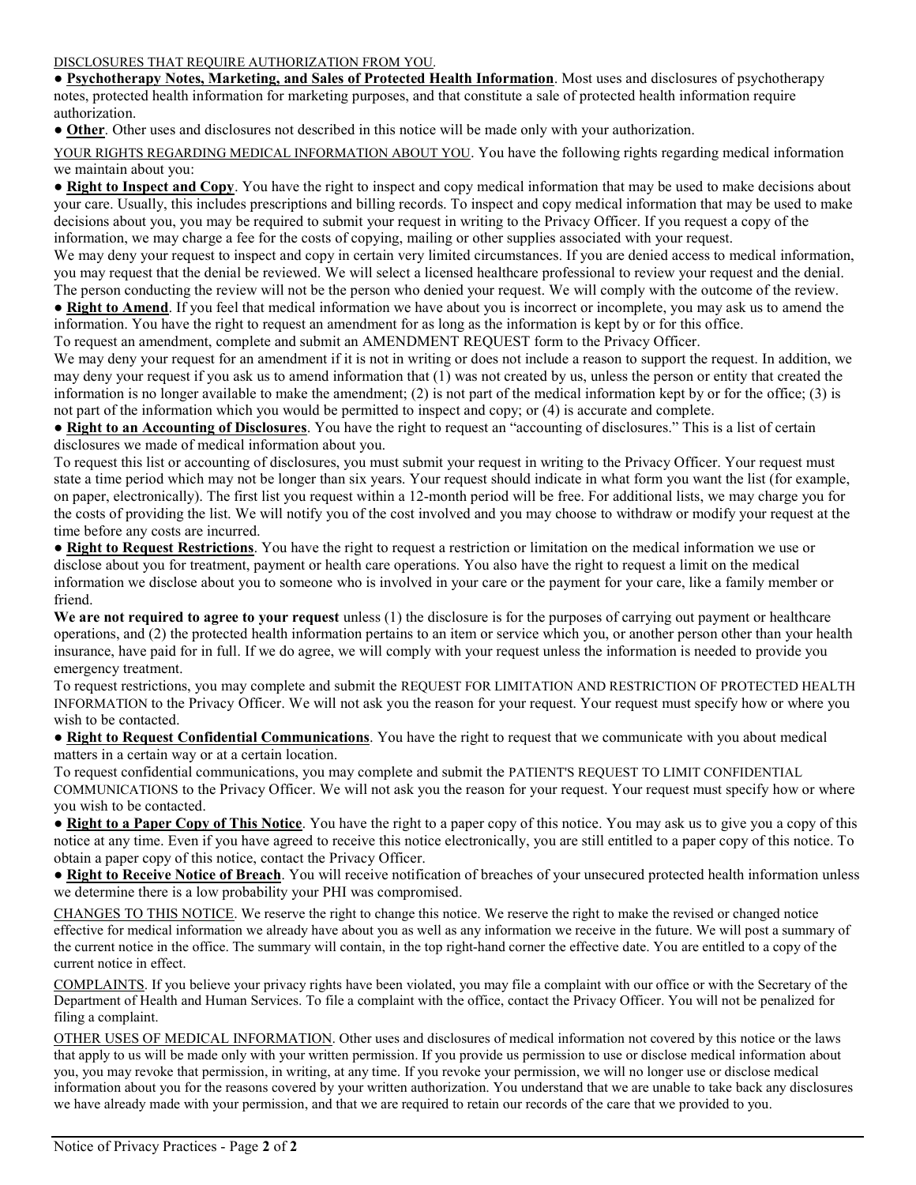DISCLOSURES THAT REQUIRE AUTHORIZATION FROM YOU.

● **Psychotherapy Notes, Marketing, and Sales of Protected Health Information**. Most uses and disclosures of psychotherapy notes, protected health information for marketing purposes, and that constitute a sale of protected health information require authorization.

● **Other**. Other uses and disclosures not described in this notice will be made only with your authorization.

YOUR RIGHTS REGARDING MEDICAL INFORMATION ABOUT YOU. You have the following rights regarding medical information we maintain about you:

● **Right to Inspect and Copy**. You have the right to inspect and copy medical information that may be used to make decisions about your care. Usually, this includes prescriptions and billing records. To inspect and copy medical information that may be used to make decisions about you, you may be required to submit your request in writing to the Privacy Officer. If you request a copy of the information, we may charge a fee for the costs of copying, mailing or other supplies associated with your request.

We may deny your request to inspect and copy in certain very limited circumstances. If you are denied access to medical information, you may request that the denial be reviewed. We will select a licensed healthcare professional to review your request and the denial. The person conducting the review will not be the person who denied your request. We will comply with the outcome of the review.

● **Right to Amend**. If you feel that medical information we have about you is incorrect or incomplete, you may ask us to amend the information. You have the right to request an amendment for as long as the information is kept by or for this office.

To request an amendment, complete and submit an AMENDMENT REQUEST form to the Privacy Officer.

We may deny your request for an amendment if it is not in writing or does not include a reason to support the request. In addition, we may deny your request if you ask us to amend information that (1) was not created by us, unless the person or entity that created the information is no longer available to make the amendment; (2) is not part of the medical information kept by or for the office; (3) is not part of the information which you would be permitted to inspect and copy; or (4) is accurate and complete.

● **Right to an Accounting of Disclosures**. You have the right to request an "accounting of disclosures." This is a list of certain disclosures we made of medical information about you.

To request this list or accounting of disclosures, you must submit your request in writing to the Privacy Officer. Your request must state a time period which may not be longer than six years. Your request should indicate in what form you want the list (for example, on paper, electronically). The first list you request within a 12-month period will be free. For additional lists, we may charge you for the costs of providing the list. We will notify you of the cost involved and you may choose to withdraw or modify your request at the time before any costs are incurred.

● **Right to Request Restrictions**. You have the right to request a restriction or limitation on the medical information we use or disclose about you for treatment, payment or health care operations. You also have the right to request a limit on the medical information we disclose about you to someone who is involved in your care or the payment for your care, like a family member or friend.

**We are not required to agree to your request** unless (1) the disclosure is for the purposes of carrying out payment or healthcare operations, and (2) the protected health information pertains to an item or service which you, or another person other than your health insurance, have paid for in full. If we do agree, we will comply with your request unless the information is needed to provide you emergency treatment.

To request restrictions, you may complete and submit the REQUEST FOR LIMITATION AND RESTRICTION OF PROTECTED HEALTH INFORMATION to the Privacy Officer. We will not ask you the reason for your request. Your request must specify how or where you wish to be contacted.

● **Right to Request Confidential Communications**. You have the right to request that we communicate with you about medical matters in a certain way or at a certain location.

To request confidential communications, you may complete and submit the PATIENT'S REQUEST TO LIMIT CONFIDENTIAL COMMUNICATIONS to the Privacy Officer. We will not ask you the reason for your request. Your request must specify how or where you wish to be contacted.

● **Right to a Paper Copy of This Notice**. You have the right to a paper copy of this notice. You may ask us to give you a copy of this notice at any time. Even if you have agreed to receive this notice electronically, you are still entitled to a paper copy of this notice. To obtain a paper copy of this notice, contact the Privacy Officer.

● **Right to Receive Notice of Breach**. You will receive notification of breaches of your unsecured protected health information unless we determine there is a low probability your PHI was compromised.

CHANGES TO THIS NOTICE. We reserve the right to change this notice. We reserve the right to make the revised or changed notice effective for medical information we already have about you as well as any information we receive in the future. We will post a summary of the current notice in the office. The summary will contain, in the top right-hand corner the effective date. You are entitled to a copy of the current notice in effect.

COMPLAINTS. If you believe your privacy rights have been violated, you may file a complaint with our office or with the Secretary of the Department of Health and Human Services. To file a complaint with the office, contact the Privacy Officer. You will not be penalized for filing a complaint.

OTHER USES OF MEDICAL INFORMATION. Other uses and disclosures of medical information not covered by this notice or the laws that apply to us will be made only with your written permission. If you provide us permission to use or disclose medical information about you, you may revoke that permission, in writing, at any time. If you revoke your permission, we will no longer use or disclose medical information about you for the reasons covered by your written authorization. You understand that we are unable to take back any disclosures we have already made with your permission, and that we are required to retain our records of the care that we provided to you.